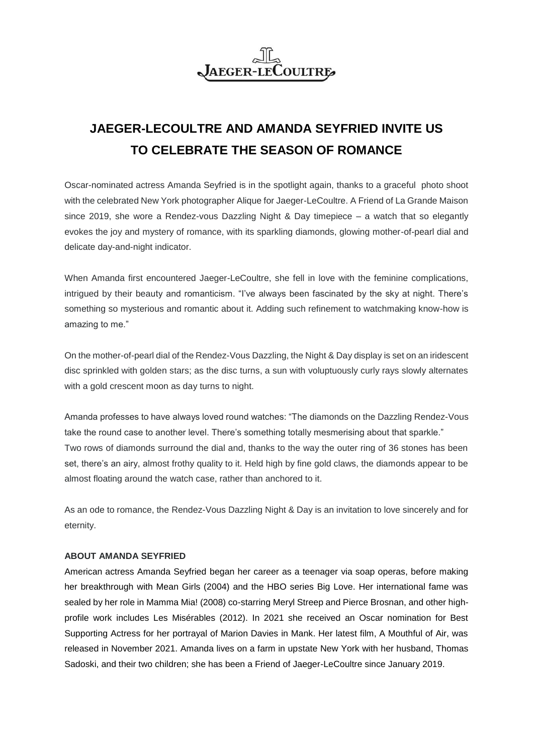JAEGER-LECOULTRE

# JAEGER-LECOULTRE AND AMANDA SEYFRIED INVITE US TO CELEBRATE THE SEASON OF ROMANCE

Oscar-nominated actress Amanda Seyfried is in the spotlight again, thanks to a graceful photo shoot with the celebrated New York photographer Alique for Jaeger-LeCoultre. A Friend of La Grande Maison since 2019, she wore a Rendez-vous Dazzling Night & Day timepiece – a watch that so elegantly evokes the joy and mystery of romance, with its sparkling diamonds, glowing mother-of-pearl dial and delicate day-and-night indicator.

When Amanda first encountered Jaeger-LeCoultre, she fell in love with the feminine complications, intrigued by their beauty and romanticism. "I've always been fascinated by the sky at night. There's something so mysterious and romantic about it. Adding such refinement to watchmaking know-how is amazing to me."

On the mother-of-pearl dial of the Rendez-Vous Dazzling, the Night & Day display is set on an iridescent disc sprinkled with golden stars; as the disc turns, a sun with voluptuously curly rays slowly alternates with a gold crescent moon as day turns to night.

Amanda professes to have always loved round watches: "The diamonds on the Dazzling Rendez-Vous take the round case to another level. There's something totally mesmerising about that sparkle."
Two rows of diamonds surround the dial and, thanks to the way the outer ring of 36 stones has been set, there's an airy, almost frothy quality to it. Held high by fine gold claws, the diamonds appear to be almost floating around the watch case, rather than anchored to it.

As an ode to romance, the Rendez-Vous Dazzling Night & Day is an invitation to love sincerely and for eternity.

**ABOUT AMANDA SEYFRIED**

American actress Amanda Seyfried began her career as a teenager via soap operas, before making her breakthrough with Mean Girls (2004) and the HBO series Big Love. Her international fame was sealed by her role in Mamma Mia! (2008) co-starring Meryl Streep and Pierce Brosnan, and other high-profile work includes Les Misérables (2012). In 2021 she received an Oscar nomination for Best Supporting Actress for her portrayal of Marion Davies in Mank. Her latest film, A Mouthful of Air, was released in November 2021. Amanda lives on a farm in upstate New York with her husband, Thomas Sadoski, and their two children; she has been a Friend of Jaeger-LeCoultre since January 2019.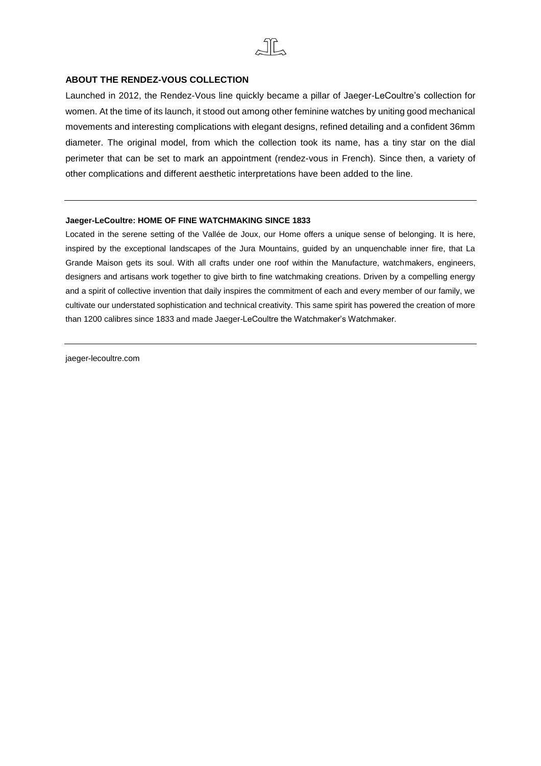## ABOUT THE RENDEZ-VOUS COLLECTION

Launched in 2012, the Rendez-Vous line quickly became a pillar of Jaeger-LeCoultre's collection for women. At the time of its launch, it stood out among other feminine watches by uniting good mechanical movements and interesting complications with elegant designs, refined detailing and a confident 36mm diameter. The original model, from which the collection took its name, has a tiny star on the dial perimeter that can be set to mark an appointment (rendez-vous in French). Since then, a variety of other complications and different aesthetic interpretations have been added to the line.

---

### Jaeger-LeCoultre: HOME OF FINE WATCHMAKING SINCE 1833

Located in the serene setting of the Vallée de Joux, our Home offers a unique sense of belonging. It is here, inspired by the exceptional landscapes of the Jura Mountains, guided by an unquenchable inner fire, that La Grande Maison gets its soul. With all crafts under one roof within the Manufacture, watchmakers, engineers, designers and artisans work together to give birth to fine watchmaking creations. Driven by a compelling energy and a spirit of collective invention that daily inspires the commitment of each and every member of our family, we cultivate our understated sophistication and technical creativity. This same spirit has powered the creation of more than 1200 calibres since 1833 and made Jaeger-LeCoultre the Watchmaker's Watchmaker.

---

jaeger-lecoultre.com